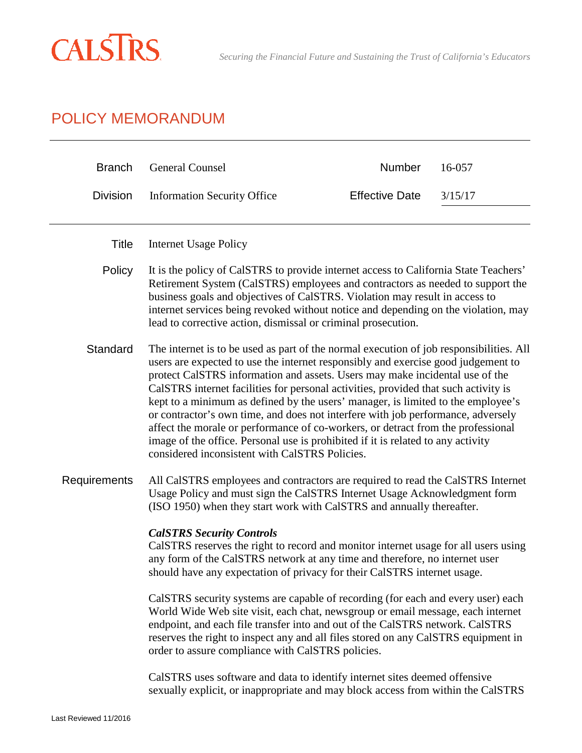CALSTRS

*Securing the Financial Future and Sustaining the Trust of California's Educators*

# POLICY MEMORANDUM

| | | | |
|---|---|---|---|
| Branch | General Counsel | Number | 16-057 |
| Division | Information Security Office | Effective Date | 3/15/17 |

**Title** Internet Usage Policy

**Policy** It is the policy of CalSTRS to provide internet access to California State Teachers' Retirement System (CalSTRS) employees and contractors as needed to support the business goals and objectives of CalSTRS. Violation may result in access to internet services being revoked without notice and depending on the violation, may lead to corrective action, dismissal or criminal prosecution.

**Standard** The internet is to be used as part of the normal execution of job responsibilities. All users are expected to use the internet responsibly and exercise good judgement to protect CalSTRS information and assets. Users may make incidental use of the CalSTRS internet facilities for personal activities, provided that such activity is kept to a minimum as defined by the users' manager, is limited to the employee's or contractor's own time, and does not interfere with job performance, adversely affect the morale or performance of co-workers, or detract from the professional image of the office. Personal use is prohibited if it is related to any activity considered inconsistent with CalSTRS Policies.

**Requirements** All CalSTRS employees and contractors are required to read the CalSTRS Internet Usage Policy and must sign the CalSTRS Internet Usage Acknowledgment form (ISO 1950) when they start work with CalSTRS and annually thereafter.

***CalSTRS Security Controls***

CalSTRS reserves the right to record and monitor internet usage for all users using any form of the CalSTRS network at any time and therefore, no internet user should have any expectation of privacy for their CalSTRS internet usage.

CalSTRS security systems are capable of recording (for each and every user) each World Wide Web site visit, each chat, newsgroup or email message, each internet endpoint, and each file transfer into and out of the CalSTRS network. CalSTRS reserves the right to inspect any and all files stored on any CalSTRS equipment in order to assure compliance with CalSTRS policies.

CalSTRS uses software and data to identify internet sites deemed offensive sexually explicit, or inappropriate and may block access from within the CalSTRS

Last Reviewed 11/2016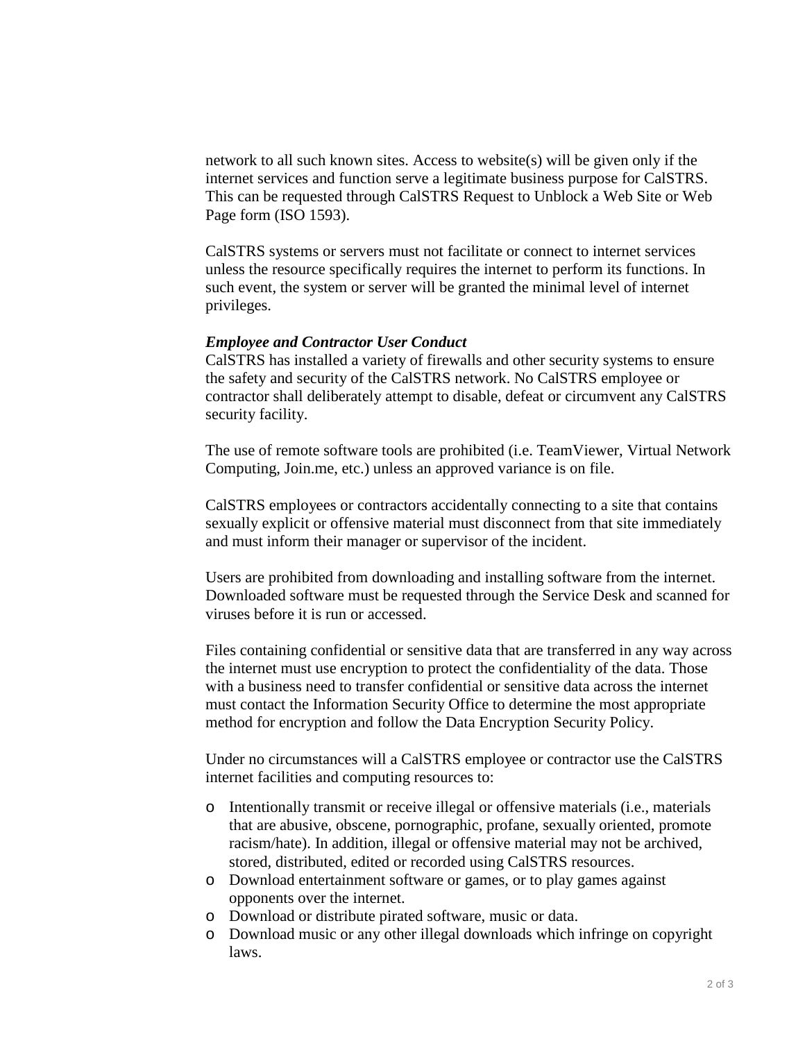network to all such known sites. Access to website(s) will be given only if the internet services and function serve a legitimate business purpose for CalSTRS. This can be requested through CalSTRS Request to Unblock a Web Site or Web Page form (ISO 1593).

CalSTRS systems or servers must not facilitate or connect to internet services unless the resource specifically requires the internet to perform its functions. In such event, the system or server will be granted the minimal level of internet privileges.

***Employee and Contractor User Conduct***

CalSTRS has installed a variety of firewalls and other security systems to ensure the safety and security of the CalSTRS network. No CalSTRS employee or contractor shall deliberately attempt to disable, defeat or circumvent any CalSTRS security facility.

The use of remote software tools are prohibited (i.e. TeamViewer, Virtual Network Computing, Join.me, etc.) unless an approved variance is on file.

CalSTRS employees or contractors accidentally connecting to a site that contains sexually explicit or offensive material must disconnect from that site immediately and must inform their manager or supervisor of the incident.

Users are prohibited from downloading and installing software from the internet. Downloaded software must be requested through the Service Desk and scanned for viruses before it is run or accessed.

Files containing confidential or sensitive data that are transferred in any way across the internet must use encryption to protect the confidentiality of the data. Those with a business need to transfer confidential or sensitive data across the internet must contact the Information Security Office to determine the most appropriate method for encryption and follow the Data Encryption Security Policy.

Under no circumstances will a CalSTRS employee or contractor use the CalSTRS internet facilities and computing resources to:

- Intentionally transmit or receive illegal or offensive materials (i.e., materials that are abusive, obscene, pornographic, profane, sexually oriented, promote racism/hate). In addition, illegal or offensive material may not be archived, stored, distributed, edited or recorded using CalSTRS resources.
- Download entertainment software or games, or to play games against opponents over the internet.
- Download or distribute pirated software, music or data.
- Download music or any other illegal downloads which infringe on copyright laws.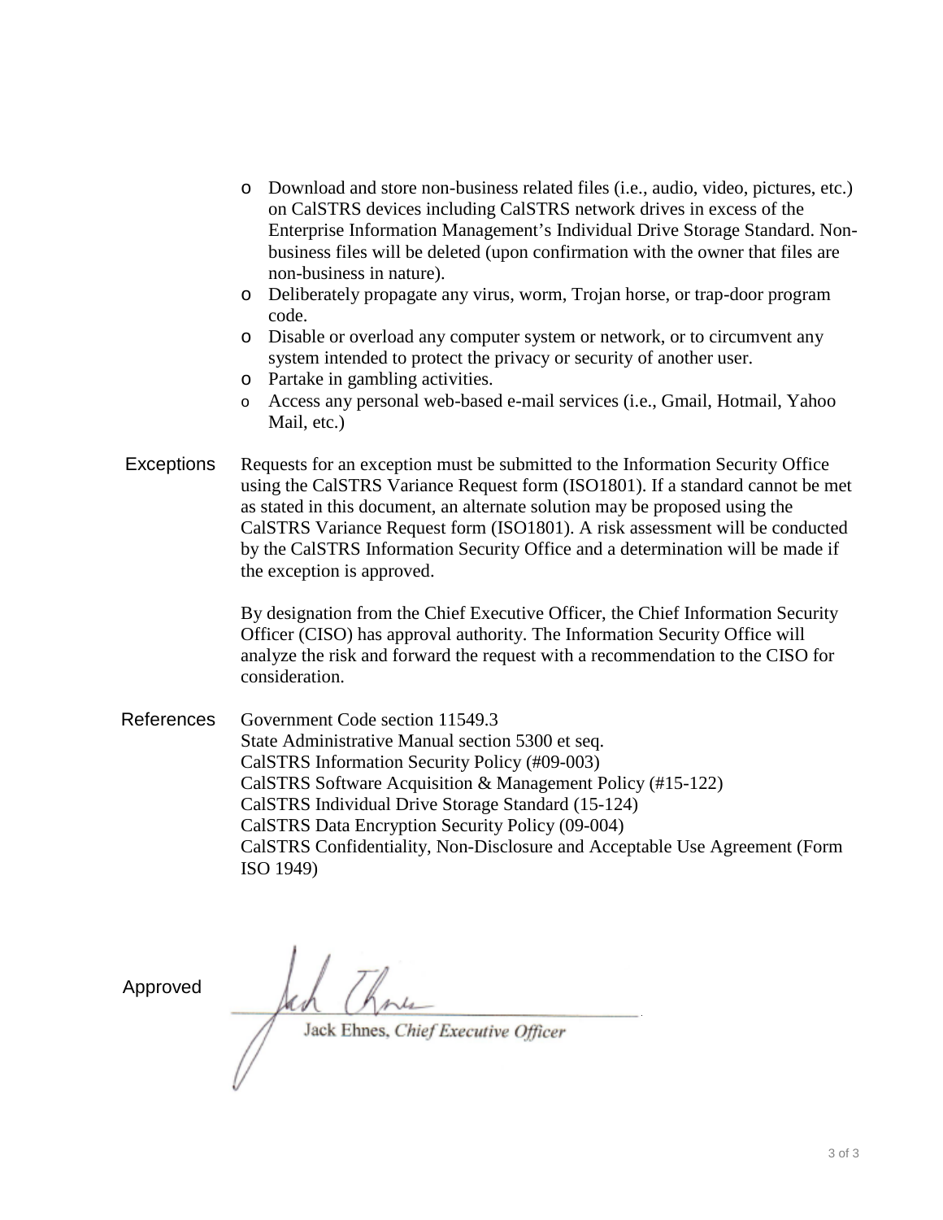- Download and store non-business related files (i.e., audio, video, pictures, etc.) on CalSTRS devices including CalSTRS network drives in excess of the Enterprise Information Management's Individual Drive Storage Standard. Non-business files will be deleted (upon confirmation with the owner that files are non-business in nature).
- Deliberately propagate any virus, worm, Trojan horse, or trap-door program code.
- Disable or overload any computer system or network, or to circumvent any system intended to protect the privacy or security of another user.
- Partake in gambling activities.
- Access any personal web-based e-mail services (i.e., Gmail, Hotmail, Yahoo Mail, etc.)

**Exceptions**

Requests for an exception must be submitted to the Information Security Office using the CalSTRS Variance Request form (ISO1801). If a standard cannot be met as stated in this document, an alternate solution may be proposed using the CalSTRS Variance Request form (ISO1801). A risk assessment will be conducted by the CalSTRS Information Security Office and a determination will be made if the exception is approved.

By designation from the Chief Executive Officer, the Chief Information Security Officer (CISO) has approval authority. The Information Security Office will analyze the risk and forward the request with a recommendation to the CISO for consideration.

**References**

Government Code section 11549.3
State Administrative Manual section 5300 et seq.
CalSTRS Information Security Policy (#09-003)
CalSTRS Software Acquisition & Management Policy (#15-122)
CalSTRS Individual Drive Storage Standard (15-124)
CalSTRS Data Encryption Security Policy (09-004)
CalSTRS Confidentiality, Non-Disclosure and Acceptable Use Agreement (Form ISO 1949)

**Approved**

Jack Ehnes, *Chief Executive Officer*